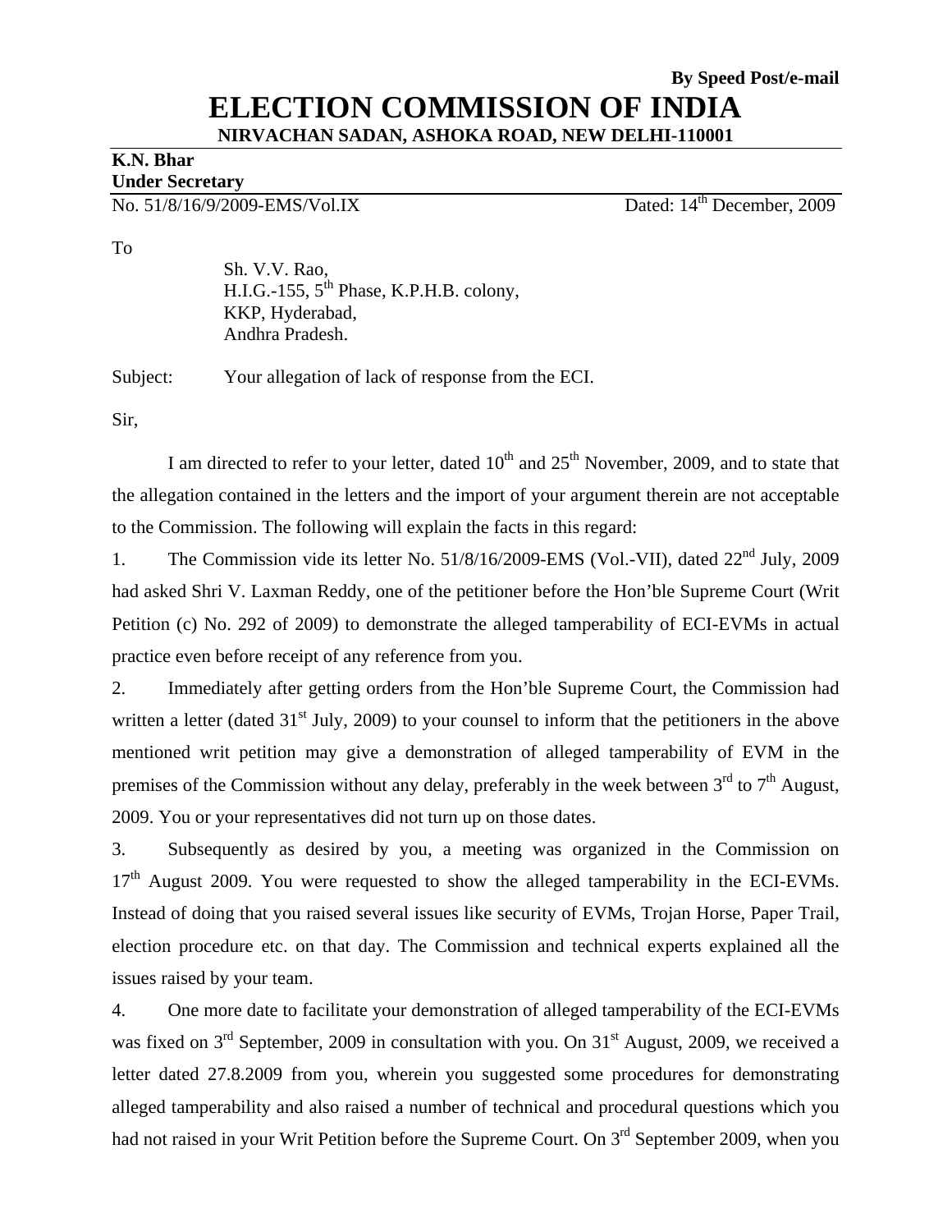**By Speed Post/e-mail**

# ELECTION COMMISSION OF INDIA

**NIRVACHAN SADAN, ASHOKA ROAD, NEW DELHI-110001**

**K.N. Bhar**
**Under Secretary**

No. 51/8/16/9/2009-EMS/Vol.IX Dated: 14th December, 2009

To

Sh. V.V. Rao,
H.I.G.-155, 5th Phase, K.P.H.B. colony,
KKP, Hyderabad,
Andhra Pradesh.

Subject: Your allegation of lack of response from the ECI.

Sir,

I am directed to refer to your letter, dated 10th and 25th November, 2009, and to state that the allegation contained in the letters and the import of your argument therein are not acceptable to the Commission. The following will explain the facts in this regard:

1. The Commission vide its letter No. 51/8/16/2009-EMS (Vol.-VII), dated 22nd July, 2009 had asked Shri V. Laxman Reddy, one of the petitioner before the Hon'ble Supreme Court (Writ Petition (c) No. 292 of 2009) to demonstrate the alleged tamperability of ECI-EVMs in actual practice even before receipt of any reference from you.

2. Immediately after getting orders from the Hon'ble Supreme Court, the Commission had written a letter (dated 31st July, 2009) to your counsel to inform that the petitioners in the above mentioned writ petition may give a demonstration of alleged tamperability of EVM in the premises of the Commission without any delay, preferably in the week between 3rd to 7th August, 2009. You or your representatives did not turn up on those dates.

3. Subsequently as desired by you, a meeting was organized in the Commission on 17th August 2009. You were requested to show the alleged tamperability in the ECI-EVMs. Instead of doing that you raised several issues like security of EVMs, Trojan Horse, Paper Trail, election procedure etc. on that day. The Commission and technical experts explained all the issues raised by your team.

4. One more date to facilitate your demonstration of alleged tamperability of the ECI-EVMs was fixed on 3rd September, 2009 in consultation with you. On 31st August, 2009, we received a letter dated 27.8.2009 from you, wherein you suggested some procedures for demonstrating alleged tamperability and also raised a number of technical and procedural questions which you had not raised in your Writ Petition before the Supreme Court. On 3rd September 2009, when you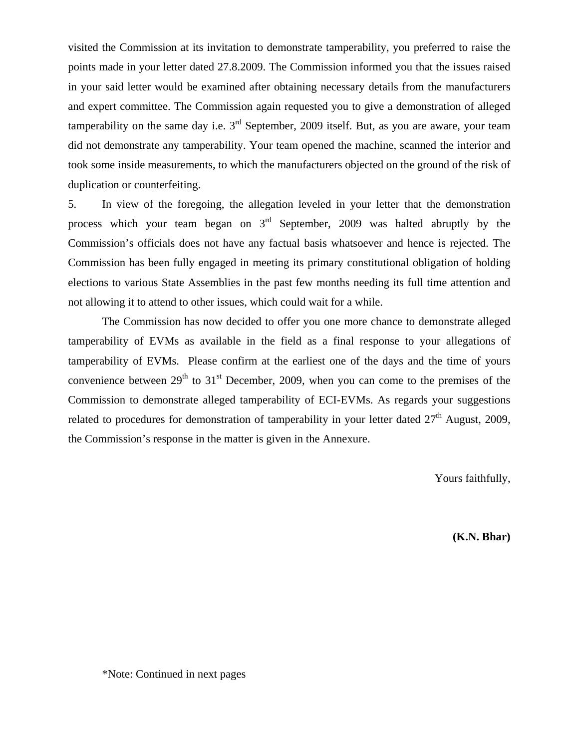visited the Commission at its invitation to demonstrate tamperability, you preferred to raise the points made in your letter dated 27.8.2009. The Commission informed you that the issues raised in your said letter would be examined after obtaining necessary details from the manufacturers and expert committee. The Commission again requested you to give a demonstration of alleged tamperability on the same day i.e. 3rd September, 2009 itself. But, as you are aware, your team did not demonstrate any tamperability. Your team opened the machine, scanned the interior and took some inside measurements, to which the manufacturers objected on the ground of the risk of duplication or counterfeiting.

5. In view of the foregoing, the allegation leveled in your letter that the demonstration process which your team began on 3rd September, 2009 was halted abruptly by the Commission's officials does not have any factual basis whatsoever and hence is rejected. The Commission has been fully engaged in meeting its primary constitutional obligation of holding elections to various State Assemblies in the past few months needing its full time attention and not allowing it to attend to other issues, which could wait for a while.

The Commission has now decided to offer you one more chance to demonstrate alleged tamperability of EVMs as available in the field as a final response to your allegations of tamperability of EVMs. Please confirm at the earliest one of the days and the time of yours convenience between 29th to 31st December, 2009, when you can come to the premises of the Commission to demonstrate alleged tamperability of ECI-EVMs. As regards your suggestions related to procedures for demonstration of tamperability in your letter dated 27th August, 2009, the Commission's response in the matter is given in the Annexure.

Yours faithfully,

**(K.N. Bhar)**

*Note: Continued in next pages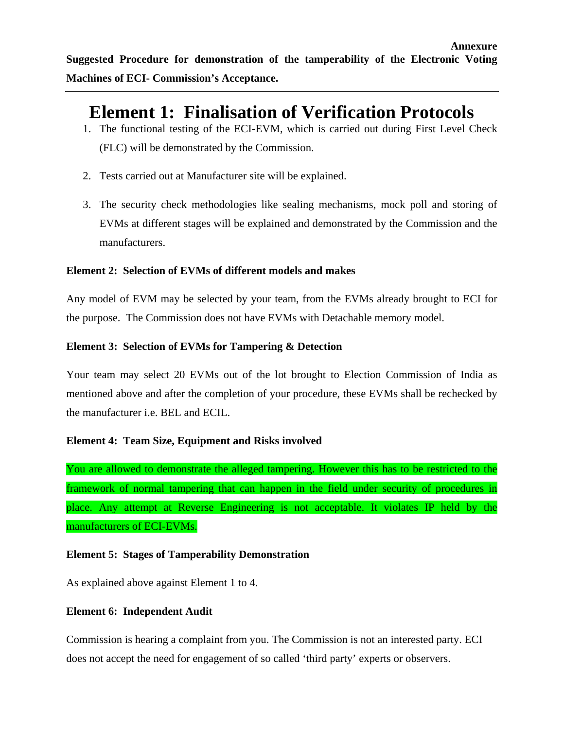**Annexure**

**Suggested Procedure for demonstration of the tamperability of the Electronic Voting Machines of ECI- Commission's Acceptance.**

---

# Element 1: Finalisation of Verification Protocols

1. The functional testing of the ECI-EVM, which is carried out during First Level Check (FLC) will be demonstrated by the Commission.

2. Tests carried out at Manufacturer site will be explained.

3. The security check methodologies like sealing mechanisms, mock poll and storing of EVMs at different stages will be explained and demonstrated by the Commission and the manufacturers.

**Element 2: Selection of EVMs of different models and makes**

Any model of EVM may be selected by your team, from the EVMs already brought to ECI for the purpose. The Commission does not have EVMs with Detachable memory model.

**Element 3: Selection of EVMs for Tampering & Detection**

Your team may select 20 EVMs out of the lot brought to Election Commission of India as mentioned above and after the completion of your procedure, these EVMs shall be rechecked by the manufacturer i.e. BEL and ECIL.

**Element 4: Team Size, Equipment and Risks involved**

You are allowed to demonstrate the alleged tampering. However this has to be restricted to the framework of normal tampering that can happen in the field under security of procedures in place. Any attempt at Reverse Engineering is not acceptable. It violates IP held by the manufacturers of ECI-EVMs.

**Element 5: Stages of Tamperability Demonstration**

As explained above against Element 1 to 4.

**Element 6: Independent Audit**

Commission is hearing a complaint from you. The Commission is not an interested party. ECI does not accept the need for engagement of so called 'third party' experts or observers.